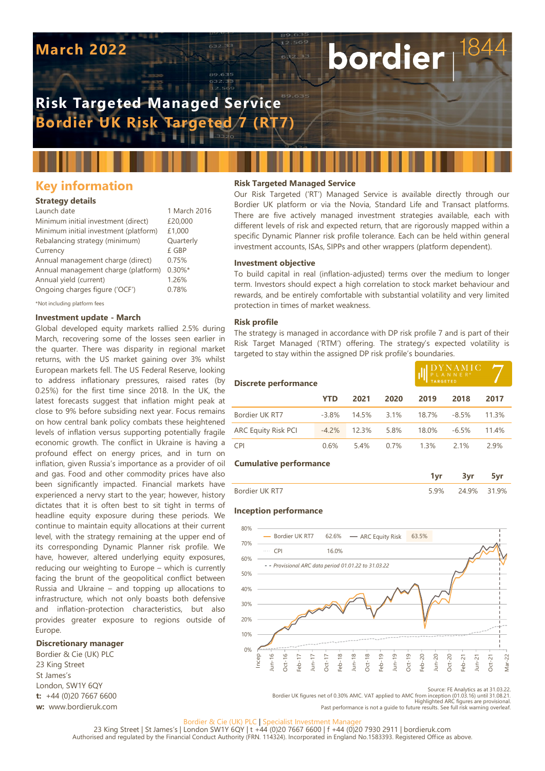# March 2022

**bordier | 1844**

## Risk Targeted Managed Service
## Bordier UK Risk Targeted 7 (RT7)

## Key information

### Strategy details

| | |
|---|---|
| Launch date | 1 March 2016 |
| Minimum initial investment (direct) | £20,000 |
| Minimum initial investment (platform) | £1,000 |
| Rebalancing strategy (minimum) | Quarterly |
| Currency | £ GBP |
| Annual management charge (direct) | 0.75% |
| Annual management charge (platform) | 0.30%* |
| Annual yield (current) | 1.26% |
| Ongoing charges figure ('OCF') | 0.78% |

*Not including platform fees

### Investment update - March

Global developed equity markets rallied 2.5% during March, recovering some of the losses seen earlier in the quarter. There was disparity in regional market returns, with the US market gaining over 3% whilst European markets fell. The US Federal Reserve, looking to address inflationary pressures, raised rates (by 0.25%) for the first time since 2018. In the UK, the latest forecasts suggest that inflation might peak at close to 9% before subsiding next year. Focus remains on how central bank policy combats these heightened levels of inflation versus supporting potentially fragile economic growth. The conflict in Ukraine is having a profound effect on energy prices, and in turn on inflation, given Russia's importance as a provider of oil and gas. Food and other commodity prices have also been significantly impacted. Financial markets have experienced a nervy start to the year; however, history dictates that it is often best to sit tight in terms of headline equity exposure during these periods. We continue to maintain equity allocations at their current level, with the strategy remaining at the upper end of its corresponding Dynamic Planner risk profile. We have, however, altered underlying equity exposures, reducing our weighting to Europe – which is currently facing the brunt of the geopolitical conflict between Russia and Ukraine – and topping up allocations to infrastructure, which not only boasts both defensive and inflation-protection characteristics, but also provides greater exposure to regions outside of Europe.

### Discretionary manager

Bordier & Cie (UK) PLC
23 King Street
St James's
London, SW1Y 6QY
**t:** +44 (0)20 7667 6600
**w:** www.bordieruk.com

### Risk Targeted Managed Service

Our Risk Targeted ('RT') Managed Service is available directly through our Bordier UK platform or via the Novia, Standard Life and Transact platforms. There are five actively managed investment strategies available, each with different levels of risk and expected return, that are rigorously mapped within a specific Dynamic Planner risk profile tolerance. Each can be held within general investment accounts, ISAs, SIPPs and other wrappers (platform dependent).

### Investment objective

To build capital in real (inflation-adjusted) terms over the medium to longer term. Investors should expect a high correlation to stock market behaviour and rewards, and be entirely comfortable with substantial volatility and very limited protection in times of market weakness.

### Risk profile

The strategy is managed in accordance with DP risk profile 7 and is part of their Risk Target Managed ('RTM') offering. The strategy's expected volatility is targeted to stay within the assigned DP risk profile's boundaries.

DYNAMIC PLANNER® TARGETED 7

### Discrete performance

| | YTD | 2021 | 2020 | 2019 | 2018 | 2017 |
|---|---|---|---|---|---|---|
| Bordier UK RT7 | -3.8% | 14.5% | 3.1% | 18.7% | -8.5% | 11.3% |
| ARC Equity Risk PCI | -4.2% | 12.3% | 5.8% | 18.0% | -6.5% | 11.4% |
| CPI | 0.6% | 5.4% | 0.7% | 1.3% | 2.1% | 2.9% |

### Cumulative performance

| | 1yr | 3yr | 5yr |
|---|---|---|---|
| Bordier UK RT7 | 5.9% | 24.9% | 31.9% |

### Inception performance

| | |
|---|---|
| Bordier UK RT7 | 62.6% |
| ARC Equity Risk | 63.5% |
| CPI | 16.0% |

*- - Provisional ARC data period 01.01.22 to 31.03.22*

Source: FE Analytics as at 31.03.22.
Bordier UK figures net of 0.30% AMC. VAT applied to AMC from inception (01.03.16) until 31.08.21.
Highlighted ARC figures are provisional.
Past performance is not a guide to future results. See full risk warning overleaf.

Bordier & Cie (UK) PLC | Specialist Investment Manager
23 King Street | St James's | London SW1Y 6QY | t +44 (0)20 7667 6600 | f +44 (0)20 7930 2911 | bordieruk.com
Authorised and regulated by the Financial Conduct Authority (FRN. 114324). Incorporated in England No.1583393. Registered Office as above.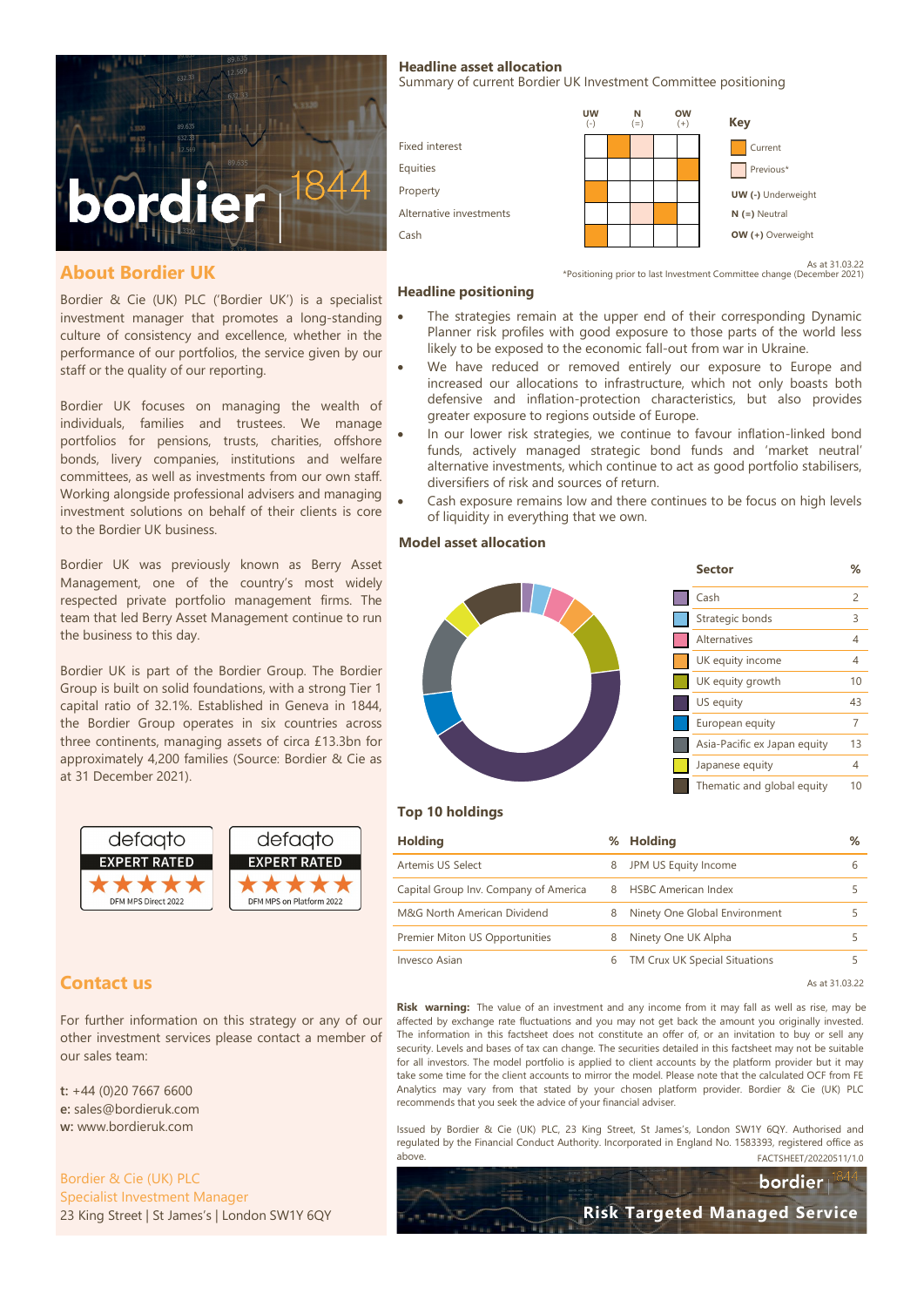## About Bordier UK

Bordier & Cie (UK) PLC ('Bordier UK') is a specialist investment manager that promotes a long-standing culture of consistency and excellence, whether in the performance of our portfolios, the service given by our staff or the quality of our reporting.

Bordier UK focuses on managing the wealth of individuals, families and trustees. We manage portfolios for pensions, trusts, charities, offshore bonds, livery companies, institutions and welfare committees, as well as investments from our own staff. Working alongside professional advisers and managing investment solutions on behalf of their clients is core to the Bordier UK business.

Bordier UK was previously known as Berry Asset Management, one of the country's most widely respected private portfolio management firms. The team that led Berry Asset Management continue to run the business to this day.

Bordier UK is part of the Bordier Group. The Bordier Group is built on solid foundations, with a strong Tier 1 capital ratio of 32.1%. Established in Geneva in 1844, the Bordier Group operates in six countries across three continents, managing assets of circa £13.3bn for approximately 4,200 families (Source: Bordier & Cie as at 31 December 2021).

defaqto EXPERT RATED DFM MPS Direct 2022

defaqto EXPERT RATED DFM MPS on Platform 2022

## Contact us

For further information on this strategy or any of our other investment services please contact a member of our sales team:

**t:** +44 (0)20 7667 6600
**e:** sales@bordieruk.com
**w:** www.bordieruk.com

Bordier & Cie (UK) PLC
Specialist Investment Manager
23 King Street | St James's | London SW1Y 6QY

### Headline asset allocation

Summary of current Bordier UK Investment Committee positioning

| | UW (-) | | N (=) | | OW (+) |
|---|---|---|---|---|---|
| Fixed interest | | Current | Previous* | | |
| Equities | | | | | Current |
| Property | Current | | | | |
| Alternative investments | | | Previous* | Current | |
| Cash | Current | | | | |

Key: Current; Previous*; UW (-) Underweight; N (=) Neutral; OW (+) Overweight

As at 31.03.22
*Positioning prior to last Investment Committee change (December 2021)

### Headline positioning

- The strategies remain at the upper end of their corresponding Dynamic Planner risk profiles with good exposure to those parts of the world less likely to be exposed to the economic fall-out from war in Ukraine.
- We have reduced or removed entirely our exposure to Europe and increased our allocations to infrastructure, which not only boasts both defensive and inflation-protection characteristics, but also provides greater exposure to regions outside of Europe.
- In our lower risk strategies, we continue to favour inflation-linked bond funds, actively managed strategic bond funds and 'market neutral' alternative investments, which continue to act as good portfolio stabilisers, diversifiers of risk and sources of return.
- Cash exposure remains low and there continues to be focus on high levels of liquidity in everything that we own.

### Model asset allocation

| Sector | % |
|---|---|
| Cash | 2 |
| Strategic bonds | 3 |
| Alternatives | 4 |
| UK equity income | 4 |
| UK equity growth | 10 |
| US equity | 43 |
| European equity | 7 |
| Asia-Pacific ex Japan equity | 13 |
| Japanese equity | 4 |
| Thematic and global equity | 10 |

### Top 10 holdings

| Holding | % | Holding | % |
|---|---|---|---|
| Artemis US Select | 8 | JPM US Equity Income | 6 |
| Capital Group Inv. Company of America | 8 | HSBC American Index | 5 |
| M&G North American Dividend | 8 | Ninety One Global Environment | 5 |
| Premier Miton US Opportunities | 8 | Ninety One UK Alpha | 5 |
| Invesco Asian | 6 | TM Crux UK Special Situations | 5 |

As at 31.03.22

**Risk warning:** The value of an investment and any income from it may fall as well as rise, may be affected by exchange rate fluctuations and you may not get back the amount you originally invested. The information in this factsheet does not constitute an offer of, or an invitation to buy or sell any security. Levels and bases of tax can change. The securities detailed in this factsheet may not be suitable for all investors. The model portfolio is applied to client accounts by the platform provider but it may take some time for the client accounts to mirror the model. Please note that the calculated OCF from FE Analytics may vary from that stated by your chosen platform provider. Bordier & Cie (UK) PLC recommends that you seek the advice of your financial adviser.

Issued by Bordier & Cie (UK) PLC, 23 King Street, St James's, London SW1Y 6QY. Authorised and regulated by the Financial Conduct Authority. Incorporated in England No. 1583393, registered office as above.

FACTSHEET/20220511/1.0

bordier 1844 Risk Targeted Managed Service